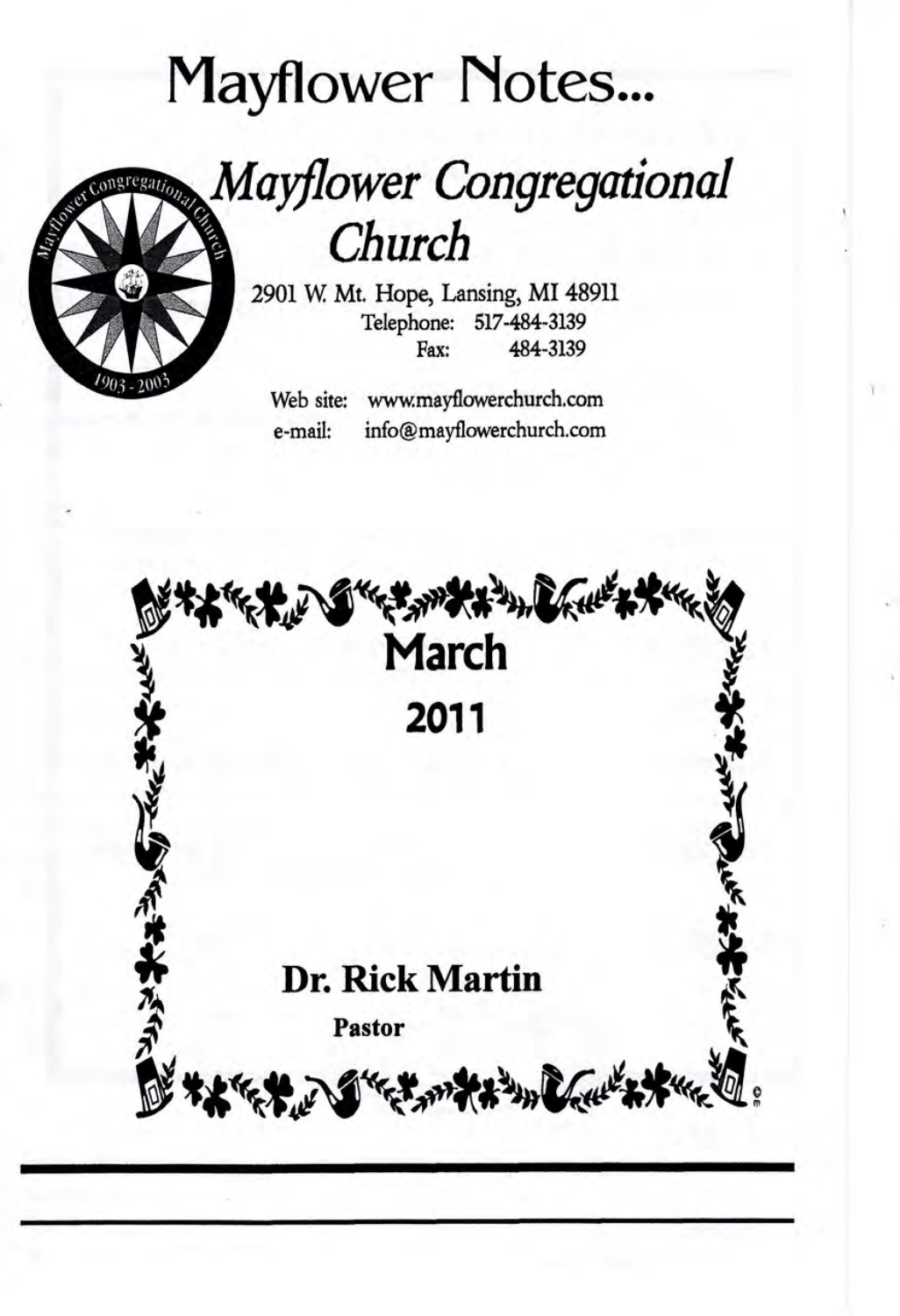# Mayflower Notes...

## *Mayflower Congregational Church*

2901 W. Mt. Hope, Lansing, MI 48911
Telephone: 517-484-3139
Fax: 484-3139

Web site: www.mayflowerchurch.com
e-mail: info@mayflowerchurch.com

# March

# 2011

**Dr. Rick Martin**

**Pastor**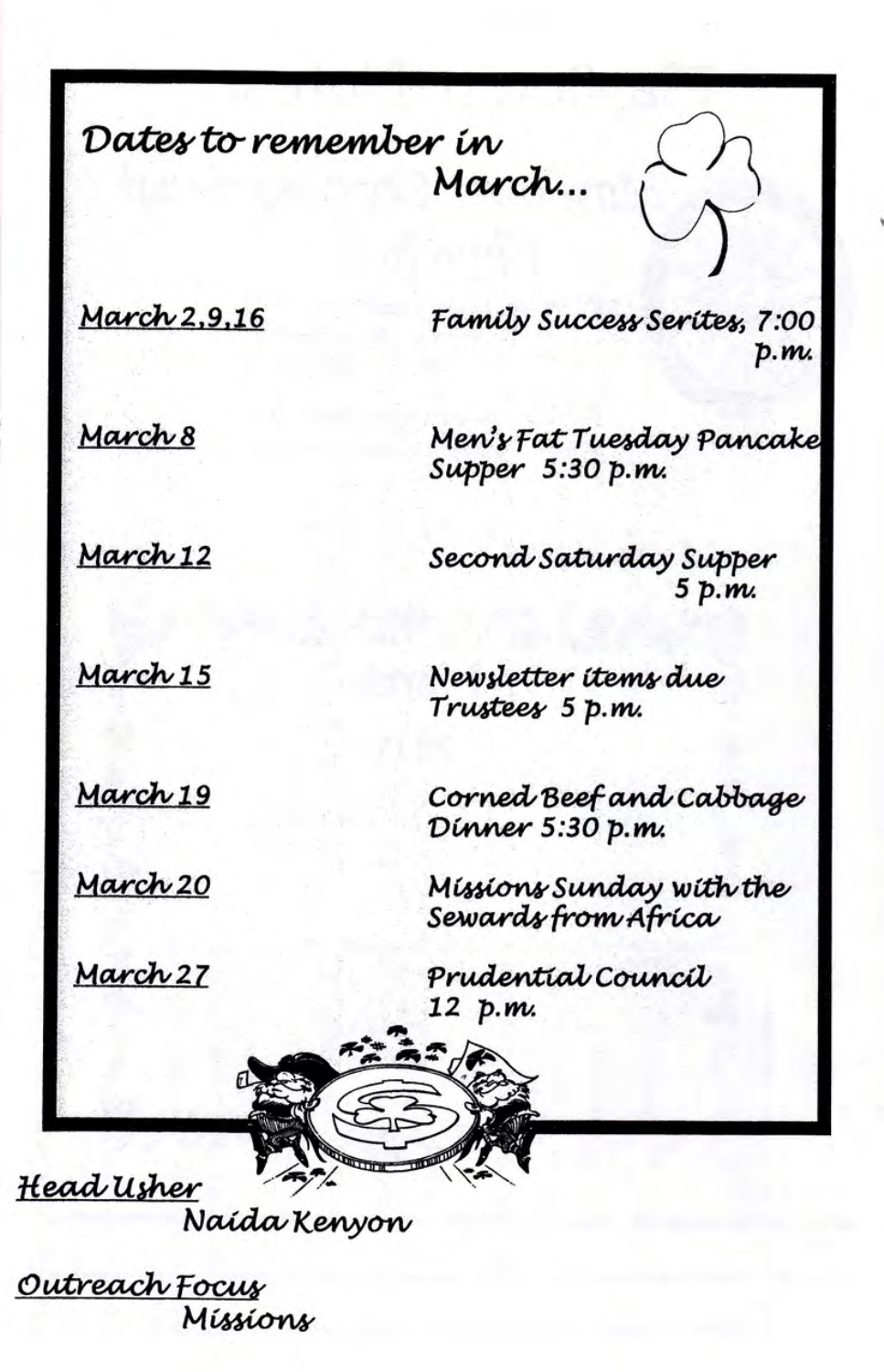## Dates to remember in March...

| | |
|---|---|
| <u>March 2,9,16</u> | Family Success Serites, 7:00 p.m. |
| <u>March 8</u> | Men's Fat Tuesday Pancake Supper 5:30 p.m. |
| <u>March 12</u> | Second Saturday Supper 5 p.m. |
| <u>March 15</u> | Newsletter items due<br>Trustees 5 p.m. |
| <u>March 19</u> | Corned Beef and Cabbage Dinner 5:30 p.m. |
| <u>March 20</u> | Missions Sunday with the Sewards from Africa |
| <u>March 27</u> | Prudential Council 12 p.m. |

<u>Head Usher</u>

Naida Kenyon

<u>Outreach Focus</u>

Missions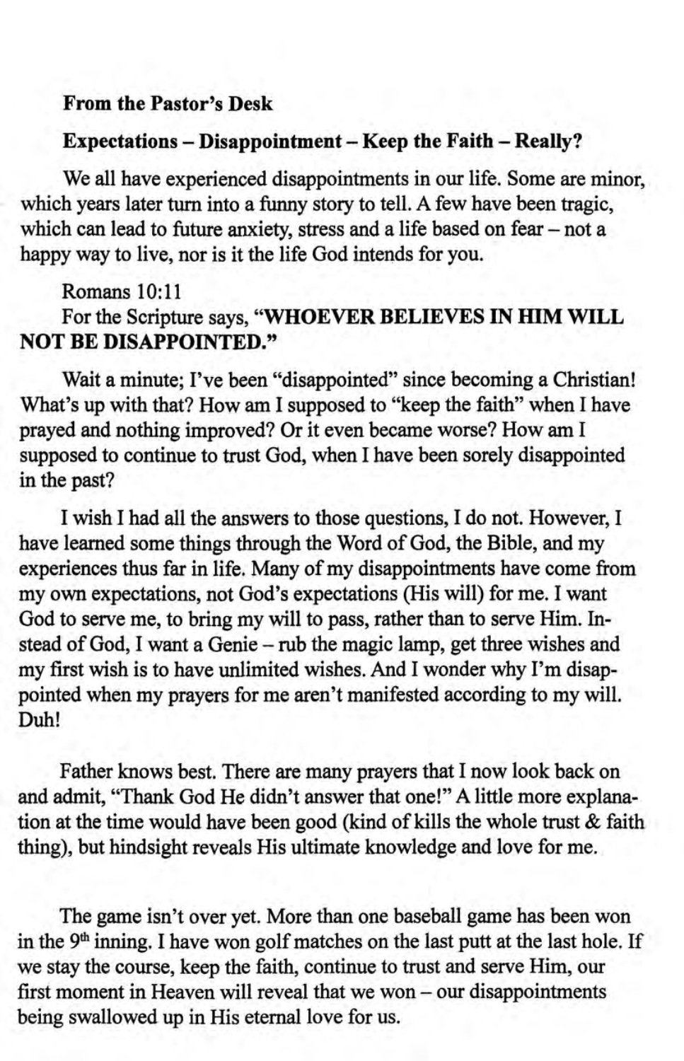**From the Pastor's Desk**

**Expectations – Disappointment – Keep the Faith – Really?**

We all have experienced disappointments in our life. Some are minor, which years later turn into a funny story to tell. A few have been tragic, which can lead to future anxiety, stress and a life based on fear – not a happy way to live, nor is it the life God intends for you.

Romans 10:11
For the Scripture says, **"WHOEVER BELIEVES IN HIM WILL NOT BE DISAPPOINTED."**

Wait a minute; I've been "disappointed" since becoming a Christian! What's up with that? How am I supposed to "keep the faith" when I have prayed and nothing improved? Or it even became worse? How am I supposed to continue to trust God, when I have been sorely disappointed in the past?

I wish I had all the answers to those questions, I do not. However, I have learned some things through the Word of God, the Bible, and my experiences thus far in life. Many of my disappointments have come from my own expectations, not God's expectations (His will) for me. I want God to serve me, to bring my will to pass, rather than to serve Him. Instead of God, I want a Genie – rub the magic lamp, get three wishes and my first wish is to have unlimited wishes. And I wonder why I'm disappointed when my prayers for me aren't manifested according to my will. Duh!

Father knows best. There are many prayers that I now look back on and admit, "Thank God He didn't answer that one!" A little more explanation at the time would have been good (kind of kills the whole trust & faith thing), but hindsight reveals His ultimate knowledge and love for me.

The game isn't over yet. More than one baseball game has been won in the 9th inning. I have won golf matches on the last putt at the last hole. If we stay the course, keep the faith, continue to trust and serve Him, our first moment in Heaven will reveal that we won – our disappointments being swallowed up in His eternal love for us.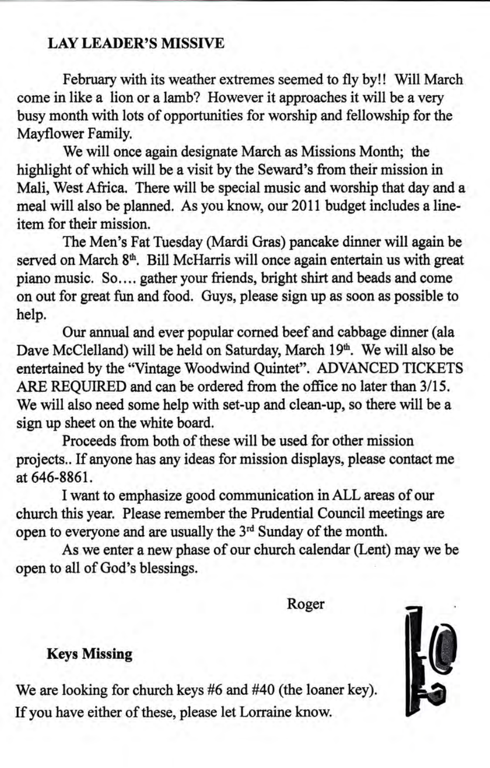## LAY LEADER'S MISSIVE

February with its weather extremes seemed to fly by!! Will March come in like a lion or a lamb? However it approaches it will be a very busy month with lots of opportunities for worship and fellowship for the Mayflower Family.

We will once again designate March as Missions Month; the highlight of which will be a visit by the Seward's from their mission in Mali, West Africa. There will be special music and worship that day and a meal will also be planned. As you know, our 2011 budget includes a line-item for their mission.

The Men's Fat Tuesday (Mardi Gras) pancake dinner will again be served on March 8th. Bill McHarris will once again entertain us with great piano music. So.... gather your friends, bright shirt and beads and come on out for great fun and food. Guys, please sign up as soon as possible to help.

Our annual and ever popular corned beef and cabbage dinner (ala Dave McClelland) will be held on Saturday, March 19th. We will also be entertained by the "Vintage Woodwind Quintet". ADVANCED TICKETS ARE REQUIRED and can be ordered from the office no later than 3/15. We will also need some help with set-up and clean-up, so there will be a sign up sheet on the white board.

Proceeds from both of these will be used for other mission projects.. If anyone has any ideas for mission displays, please contact me at 646-8861.

I want to emphasize good communication in ALL areas of our church this year. Please remember the Prudential Council meetings are open to everyone and are usually the 3rd Sunday of the month.

As we enter a new phase of our church calendar (Lent) may we be open to all of God's blessings.

Roger

## Keys Missing

We are looking for church keys #6 and #40 (the loaner key). If you have either of these, please let Lorraine know.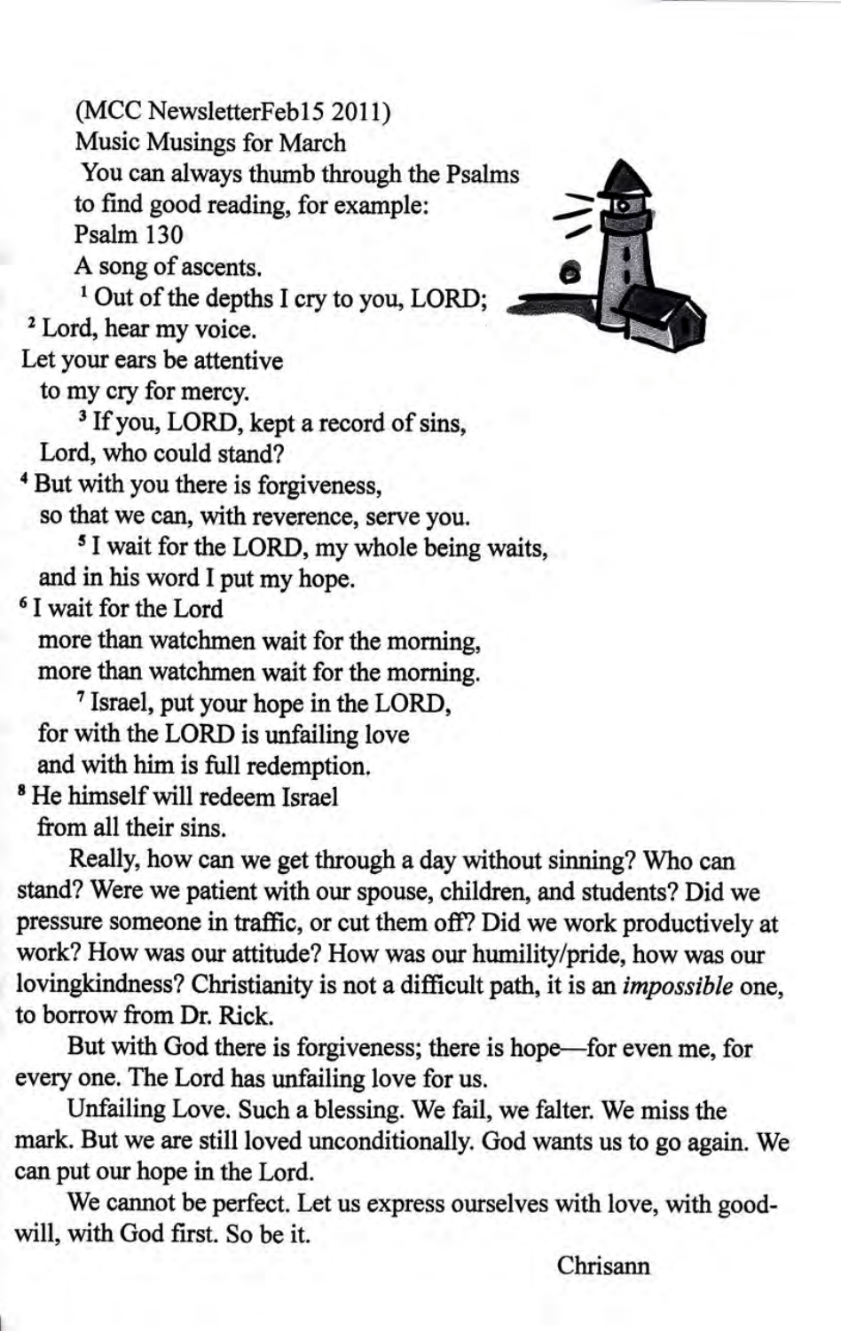(MCC NewsletterFeb15 2011)

Music Musings for March

You can always thumb through the Psalms to find good reading, for example:

Psalm 130

A song of ascents.

[1] Out of the depths I cry to you, LORD;
[2] Lord, hear my voice.
Let your ears be attentive
to my cry for mercy.
[3] If you, LORD, kept a record of sins,
Lord, who could stand?
[4] But with you there is forgiveness,
so that we can, with reverence, serve you.
[5] I wait for the LORD, my whole being waits,
and in his word I put my hope.
[6] I wait for the Lord
more than watchmen wait for the morning,
more than watchmen wait for the morning.
[7] Israel, put your hope in the LORD,
for with the LORD is unfailing love
and with him is full redemption.
[8] He himself will redeem Israel
from all their sins.

Really, how can we get through a day without sinning? Who can stand? Were we patient with our spouse, children, and students? Did we pressure someone in traffic, or cut them off? Did we work productively at work? How was our attitude? How was our humility/pride, how was our lovingkindness? Christianity is not a difficult path, it is an *impossible* one, to borrow from Dr. Rick.

But with God there is forgiveness; there is hope—for even me, for every one. The Lord has unfailing love for us.

Unfailing Love. Such a blessing. We fail, we falter. We miss the mark. But we are still loved unconditionally. God wants us to go again. We can put our hope in the Lord.

We cannot be perfect. Let us express ourselves with love, with goodwill, with God first. So be it.

Chrisann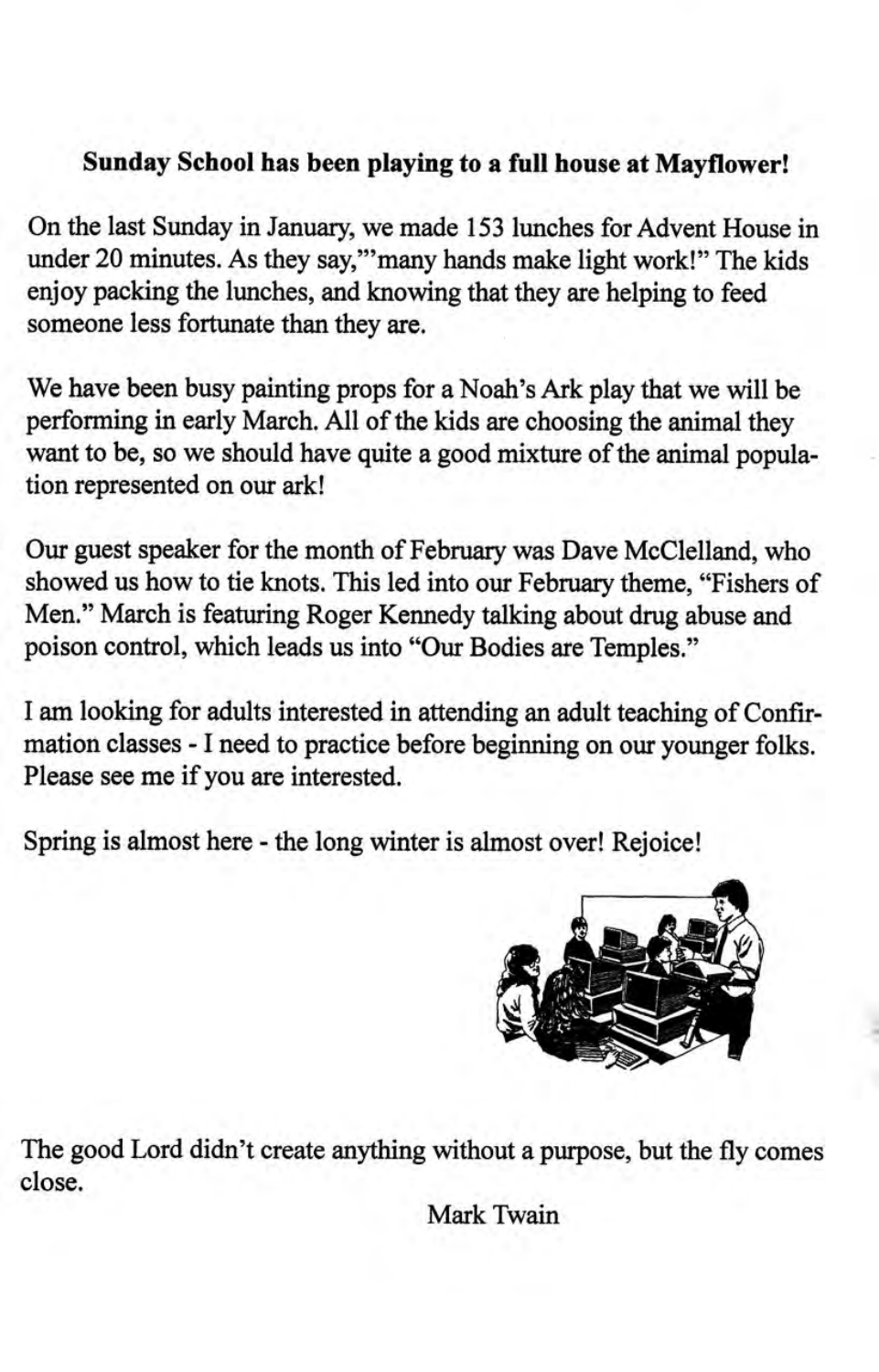**Sunday School has been playing to a full house at Mayflower!**

On the last Sunday in January, we made 153 lunches for Advent House in under 20 minutes. As they say,"'many hands make light work!" The kids enjoy packing the lunches, and knowing that they are helping to feed someone less fortunate than they are.

We have been busy painting props for a Noah's Ark play that we will be performing in early March. All of the kids are choosing the animal they want to be, so we should have quite a good mixture of the animal population represented on our ark!

Our guest speaker for the month of February was Dave McClelland, who showed us how to tie knots. This led into our February theme, "Fishers of Men." March is featuring Roger Kennedy talking about drug abuse and poison control, which leads us into "Our Bodies are Temples."

I am looking for adults interested in attending an adult teaching of Confirmation classes - I need to practice before beginning on our younger folks. Please see me if you are interested.

Spring is almost here - the long winter is almost over! Rejoice!

The good Lord didn't create anything without a purpose, but the fly comes close.

Mark Twain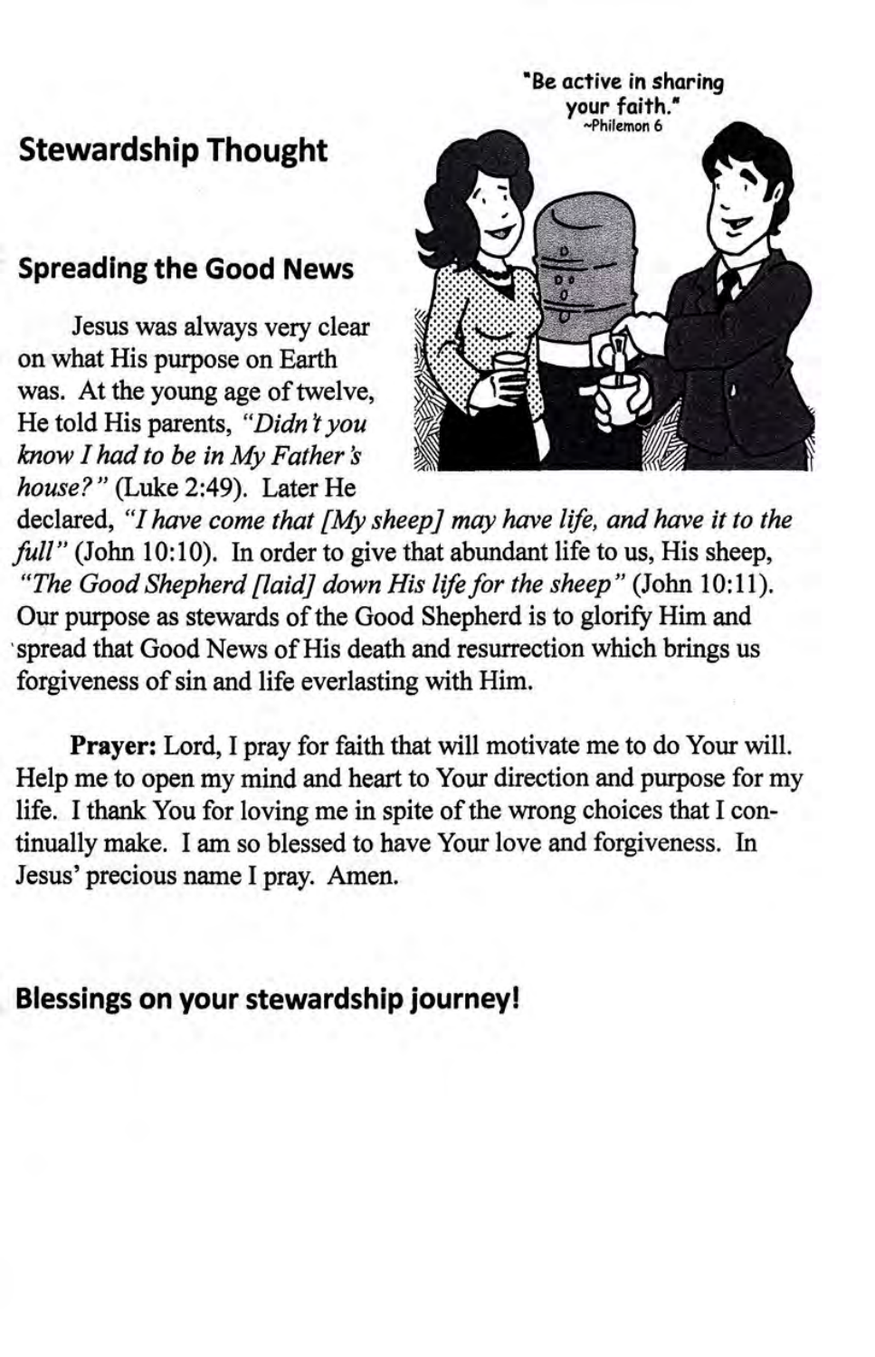## Stewardship Thought

### Spreading the Good News

Jesus was always very clear on what His purpose on Earth was. At the young age of twelve, He told His parents, *"Didn't you know I had to be in My Father's house?"* (Luke 2:49). Later He declared, *"I have come that [My sheep] may have life, and have it to the full"* (John 10:10). In order to give that abundant life to us, His sheep, *"The Good Shepherd [laid] down His life for the sheep"* (John 10:11). Our purpose as stewards of the Good Shepherd is to glorify Him and spread that Good News of His death and resurrection which brings us forgiveness of sin and life everlasting with Him.

**Prayer:** Lord, I pray for faith that will motivate me to do Your will. Help me to open my mind and heart to Your direction and purpose for my life. I thank You for loving me in spite of the wrong choices that I continually make. I am so blessed to have Your love and forgiveness. In Jesus' precious name I pray. Amen.

**Blessings on your stewardship journey!**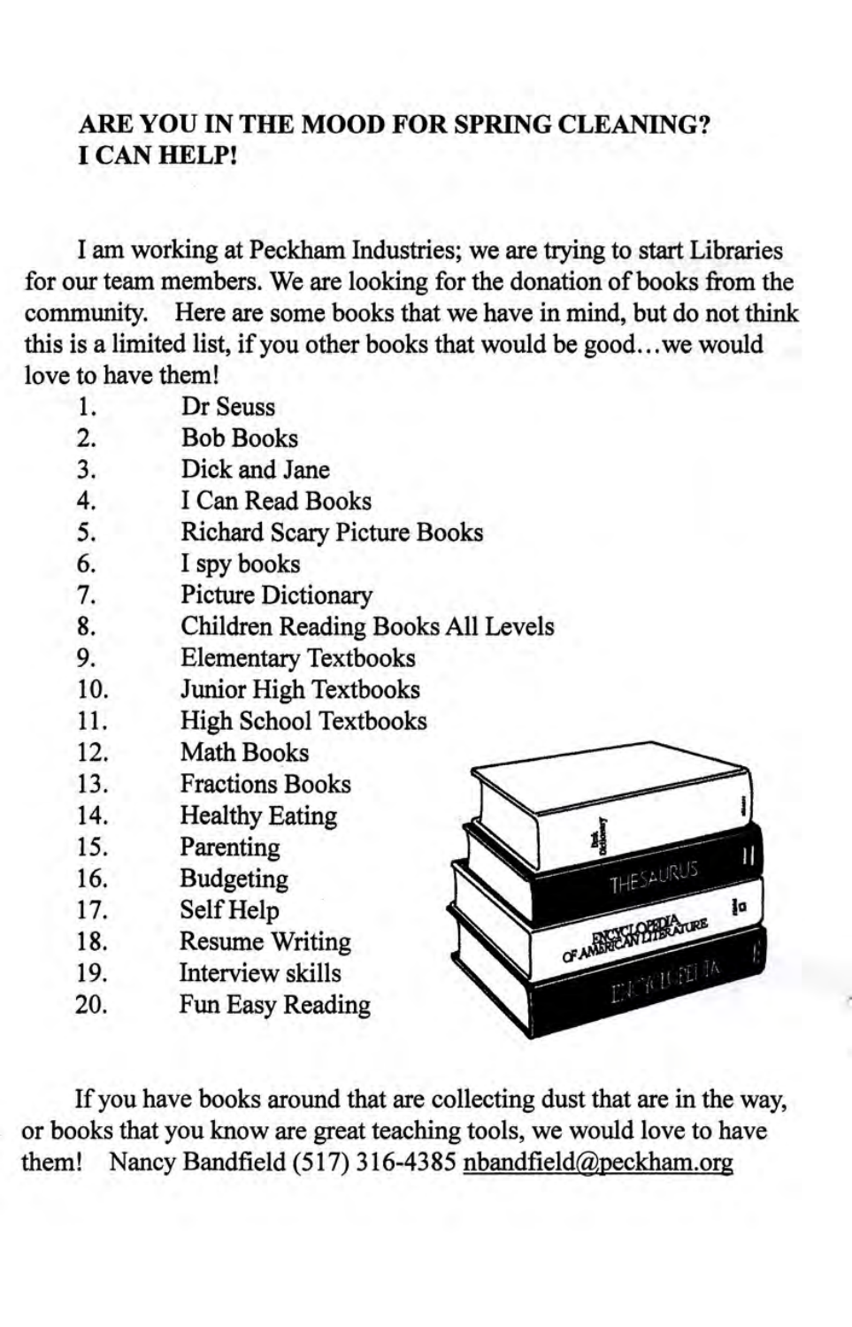**ARE YOU IN THE MOOD FOR SPRING CLEANING?**
**I CAN HELP!**

I am working at Peckham Industries; we are trying to start Libraries for our team members. We are looking for the donation of books from the community. Here are some books that we have in mind, but do not think this is a limited list, if you other books that would be good…we would love to have them!

1. Dr Seuss
2. Bob Books
3. Dick and Jane
4. I Can Read Books
5. Richard Scary Picture Books
6. I spy books
7. Picture Dictionary
8. Children Reading Books All Levels
9. Elementary Textbooks
10. Junior High Textbooks
11. High School Textbooks
12. Math Books
13. Fractions Books
14. Healthy Eating
15. Parenting
16. Budgeting
17. Self Help
18. Resume Writing
19. Interview skills
20. Fun Easy Reading

If you have books around that are collecting dust that are in the way, or books that you know are great teaching tools, we would love to have them! Nancy Bandfield (517) 316-4385 nbandfield@peckham.org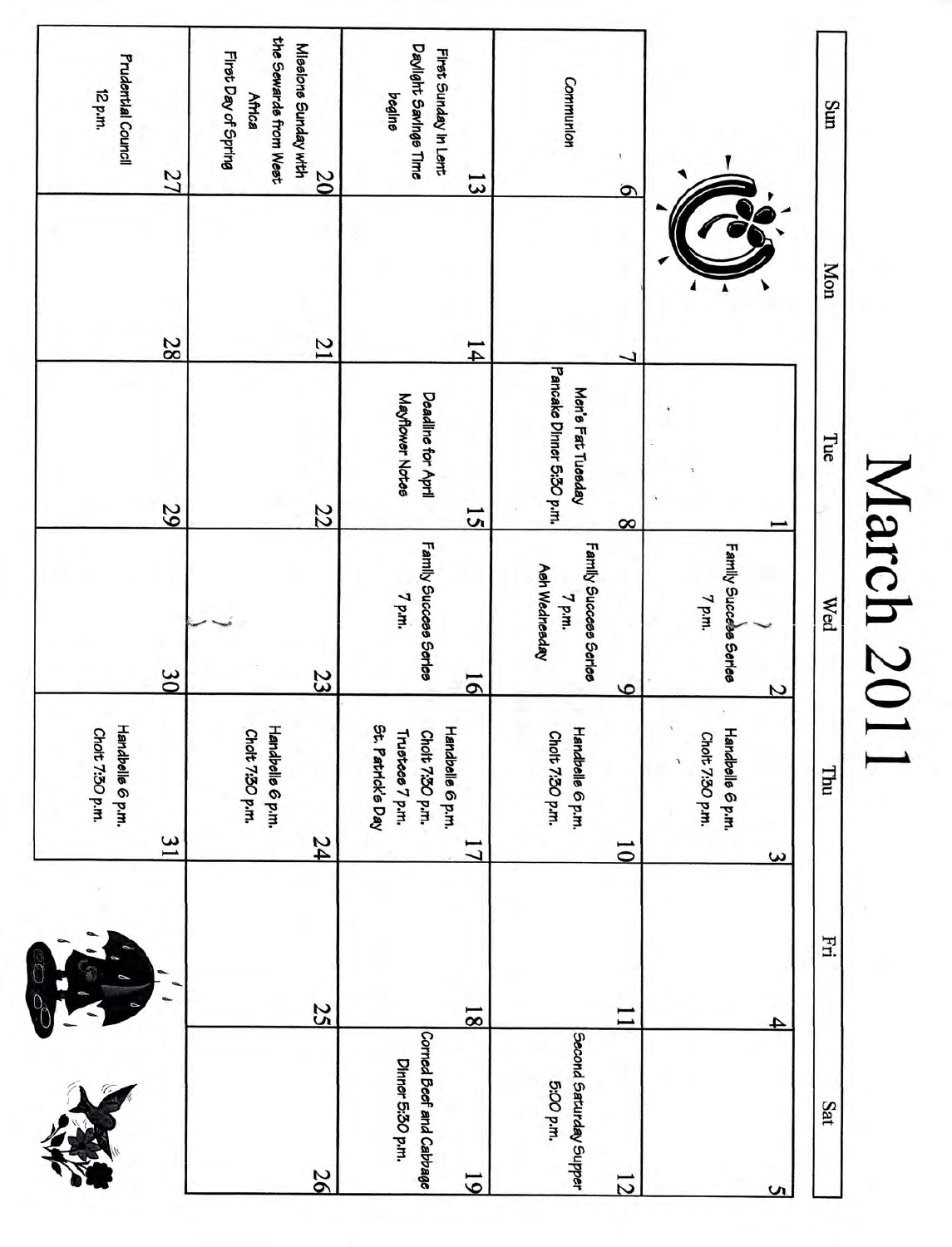# March 2011

| Sun | Mon | Tue | Wed | Thu | Fri | Sat |
|---|---|---|---|---|---|---|
| | | 1 | 2 Family Success Series 7 p.m. | 3 Handbells 6 p.m. Choir 7:30 p.m. | 4 | 5 |
| 6 Communion | 7 | 8 Men's Fat Tuesday Pancake Dinner 5:30 p.m. | 9 Family Success Series 7 p.m. Ash Wednesday | 10 Handbells 6 p.m. Choir 7:30 p.m. | 11 | 12 Second Saturday Supper 5:00 p.m. |
| 13 First Sunday in Lent Daylight Savings Time begins | 14 | 15 Deadline for April Mayflower Notes | 16 Family Success Series 7 p.m. | 17 Handbells 6 p.m. Choir 7:30 p.m. Trustees 7 p.m. St. Patrick's Day | 18 | 19 Corned Beef and Cabbage Dinner 5:30 p.m. |
| 20 Missions Sunday with the Sewards from West Africa First Day of Spring | 21 | 22 | 23 | 24 Handbells 6 p.m. Choir 7:30 p.m. | 25 | 26 |
| 27 Prudential Council 12 p.m. | 28 | 29 | 30 | 31 Handbells 6 p.m. Choir 7:30 p.m. | | |